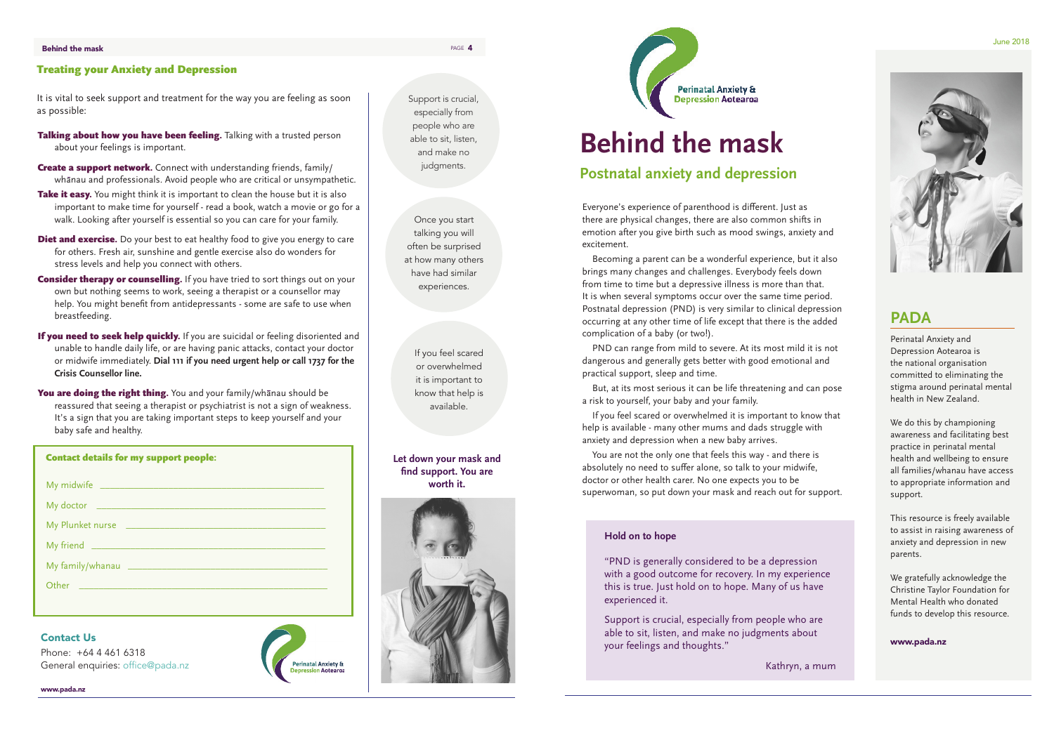## Treating your Anxiety and Depression

It is vital to seek support and treatment for the way you are feeling as soon as possible:

**Talking about how you have been feeling.** Talking with a trusted person about your feelings is important.

**Create a support network.** Connect with understanding friends, family/whānau and professionals. Avoid people who are critical or unsympathetic.

**Take it easy.** You might think it is important to clean the house but it is also important to make time for yourself - read a book, watch a movie or go for a walk. Looking after yourself is essential so you can care for your family.

**Diet and exercise.** Do your best to eat healthy food to give you energy to care for others. Fresh air, sunshine and gentle exercise also do wonders for stress levels and help you connect with others.

**Consider therapy or counselling.** If you have tried to sort things out on your own but nothing seems to work, seeing a therapist or a counsellor may help. You might benefit from antidepressants - some are safe to use when breastfeeding.

**If you need to seek help quickly.** If you are suicidal or feeling disoriented and unable to handle daily life, or are having panic attacks, contact your doctor or midwife immediately. **Dial 111 if you need urgent help or call 1737 for the Crisis Counsellor line.**

**You are doing the right thing.** You and your family/whānau should be reassured that seeing a therapist or psychiatrist is not a sign of weakness. It's a sign that you are taking important steps to keep yourself and your baby safe and healthy.

**Contact details for my support people:**

My midwife ______________________

My doctor ______________________

My Plunket nurse ______________________

My friend ______________________

My family/whanau ______________________

Other ______________________

### Contact Us

Phone: +64 4 461 6318
General enquiries: office@pada.nz

www.pada.nz

Support is crucial, especially from people who are able to sit, listen, and make no judgments.

Once you start talking you will often be surprised at how many others have had similar experiences.

If you feel scared or overwhelmed it is important to know that help is available.

**Let down your mask and find support. You are worth it.**

Perinatal Anxiety & Depression Aotearoa

# Behind the mask

## Postnatal anxiety and depression

Everyone's experience of parenthood is different. Just as there are physical changes, there are also common shifts in emotion after you give birth such as mood swings, anxiety and excitement.

Becoming a parent can be a wonderful experience, but it also brings many changes and challenges. Everybody feels down from time to time but a depressive illness is more than that. It is when several symptoms occur over the same time period. Postnatal depression (PND) is very similar to clinical depression occurring at any other time of life except that there is the added complication of a baby (or two!).

PND can range from mild to severe. At its most mild it is not dangerous and generally gets better with good emotional and practical support, sleep and time.

But, at its most serious it can be life threatening and can pose a risk to yourself, your baby and your family.

If you feel scared or overwhelmed it is important to know that help is available - many other mums and dads struggle with anxiety and depression when a new baby arrives.

You are not the only one that feels this way - and there is absolutely no need to suffer alone, so talk to your midwife, doctor or other health carer. No one expects you to be superwoman, so put down your mask and reach out for support.

### Hold on to hope

"PND is generally considered to be a depression with a good outcome for recovery. In my experience this is true. Just hold on to hope. Many of us have experienced it.

Support is crucial, especially from people who are able to sit, listen, and make no judgments about your feelings and thoughts."

Kathryn, a mum

June 2018

## PADA

Perinatal Anxiety and Depression Aotearoa is the national organisation committed to eliminating the stigma around perinatal mental health in New Zealand.

We do this by championing awareness and facilitating best practice in perinatal mental health and wellbeing to ensure all families/whanau have access to appropriate information and support.

This resource is freely available to assist in raising awareness of anxiety and depression in new parents.

We gratefully acknowledge the Christine Taylor Foundation for Mental Health who donated funds to develop this resource.

**www.pada.nz**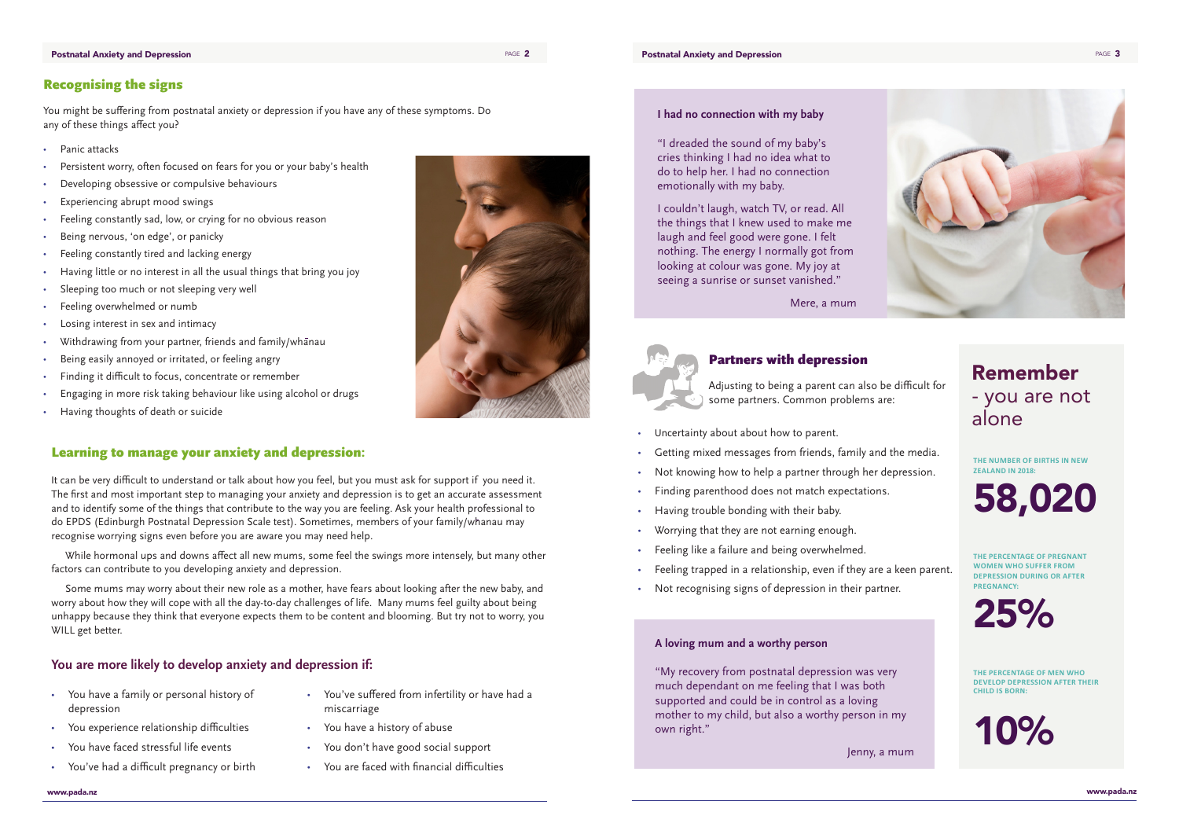## Recognising the signs

You might be suffering from postnatal anxiety or depression if you have any of these symptoms. Do any of these things affect you?

- Panic attacks
- Persistent worry, often focused on fears for you or your baby's health
- Developing obsessive or compulsive behaviours
- Experiencing abrupt mood swings
- Feeling constantly sad, low, or crying for no obvious reason
- Being nervous, 'on edge', or panicky
- Feeling constantly tired and lacking energy
- Having little or no interest in all the usual things that bring you joy
- Sleeping too much or not sleeping very well
- Feeling overwhelmed or numb
- Losing interest in sex and intimacy
- Withdrawing from your partner, friends and family/whānau
- Being easily annoyed or irritated, or feeling angry
- Finding it difficult to focus, concentrate or remember
- Engaging in more risk taking behaviour like using alcohol or drugs
- Having thoughts of death or suicide

## Learning to manage your anxiety and depression:

It can be very difficult to understand or talk about how you feel, but you must ask for support if you need it. The first and most important step to managing your anxiety and depression is to get an accurate assessment and to identify some of the things that contribute to the way you are feeling. Ask your health professional to do EPDS (Edinburgh Postnatal Depression Scale test). Sometimes, members of your family/whanau may recognise worrying signs even before you are aware you may need help.

While hormonal ups and downs affect all new mums, some feel the swings more intensely, but many other factors can contribute to you developing anxiety and depression.

Some mums may worry about their new role as a mother, have fears about looking after the new baby, and worry about how they will cope with all the day-to-day challenges of life. Many mums feel guilty about being unhappy because they think that everyone expects them to be content and blooming. But try not to worry, you WILL get better.

### You are more likely to develop anxiety and depression if:

- You have a family or personal history of depression
- You experience relationship difficulties
- You have faced stressful life events
- You've had a difficult pregnancy or birth
- You've suffered from infertility or have had a miscarriage
- You have a history of abuse
- You don't have good social support
- You are faced with financial difficulties

### I had no connection with my baby

"I dreaded the sound of my baby's cries thinking I had no idea what to do to help her. I had no connection emotionally with my baby.

I couldn't laugh, watch TV, or read. All the things that I knew used to make me laugh and feel good were gone. I felt nothing. The energy I normally got from looking at colour was gone. My joy at seeing a sunrise or sunset vanished."

Mere, a mum

## Partners with depression

Adjusting to being a parent can also be difficult for some partners. Common problems are:

- Uncertainty about about how to parent.
- Getting mixed messages from friends, family and the media.
- Not knowing how to help a partner through her depression.
- Finding parenthood does not match expectations.
- Having trouble bonding with their baby.
- Worrying that they are not earning enough.
- Feeling like a failure and being overwhelmed.
- Feeling trapped in a relationship, even if they are a keen parent.
- Not recognising signs of depression in their partner.

### A loving mum and a worthy person

"My recovery from postnatal depression was very much dependant on me feeling that I was both supported and could be in control as a loving mother to my child, but also a worthy person in my own right."

Jenny, a mum

## Remember - you are not alone

THE NUMBER OF BIRTHS IN NEW ZEALAND IN 2018:

**58,020**

THE PERCENTAGE OF PREGNANT WOMEN WHO SUFFER FROM DEPRESSION DURING OR AFTER PREGNANCY:

**25%**

THE PERCENTAGE OF MEN WHO DEVELOP DEPRESSION AFTER THEIR CHILD IS BORN:

**10%**